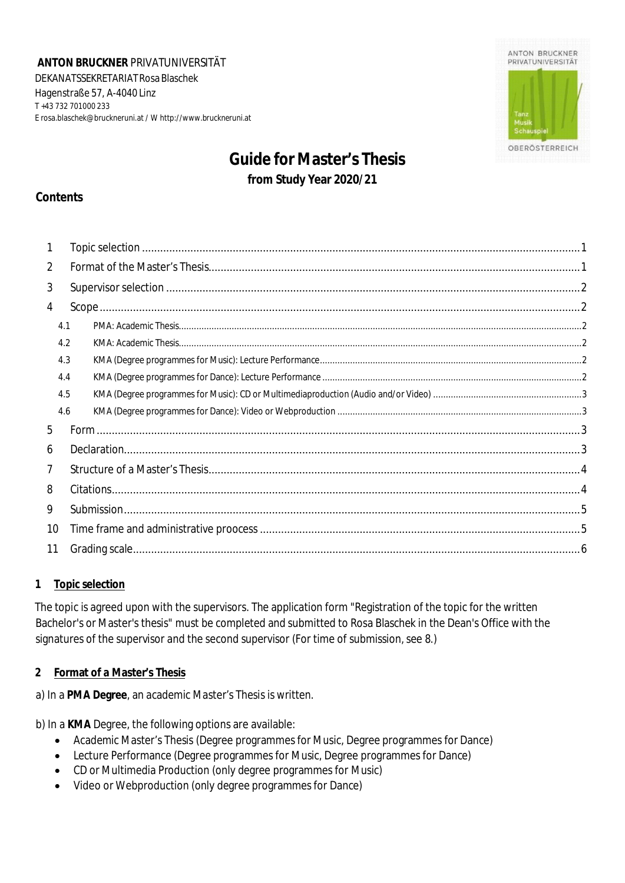**ANTON BRUCKNER** PRIVATUNIVERSITÄT
DEKANATSSEKRETARIAT Rosa Blaschek
Hagenstraße 57, A-4040 Linz
T +43 732 701000 233
E rosa.blaschek@bruckneruni.at / W http://www.bruckneruni.at

# Guide for Master's Thesis

**from Study Year 2020/21**

## Contents

| | | |
|---|---|---|
| 1 | Topic selection | 1 |
| 2 | Format of the Master's Thesis | 1 |
| 3 | Supervisor selection | 2 |
| 4 | Scope | 2 |
| 4.1 | PMA: Academic Thesis | 2 |
| 4.2 | KMA: Academic Thesis | 2 |
| 4.3 | KMA (Degree programmes for Music): Lecture Performance | 2 |
| 4.4 | KMA (Degree programmes for Dance): Lecture Performance | 2 |
| 4.5 | KMA (Degree programmes for Music): CD or Multimediaproduction (Audio and/or Video) | 3 |
| 4.6 | KMA (Degree programmes for Dance): Video or Webproduction | 3 |
| 5 | Form | 3 |
| 6 | Declaration | 3 |
| 7 | Structure of a Master's Thesis | 4 |
| 8 | Citations | 4 |
| 9 | Submission | 5 |
| 10 | Time frame and administrative proocess | 5 |
| 11 | Grading scale | 6 |

## 1 Topic selection

The topic is agreed upon with the supervisors. The application form "Registration of the topic for the written Bachelor's or Master's thesis" must be completed and submitted to Rosa Blaschek in the Dean's Office with the signatures of the supervisor and the second supervisor (For time of submission, see 8.)

## 2 Format of a Master's Thesis

a) In a **PMA Degree**, an academic Master's Thesis is written.

b) In a **KMA** Degree, the following options are available:

- Academic Master's Thesis (Degree programmes for Music, Degree programmes for Dance)
- Lecture Performance (Degree programmes for Music, Degree programmes for Dance)
- CD or Multimedia Production (only degree programmes for Music)
- Video or Webproduction (only degree programmes for Dance)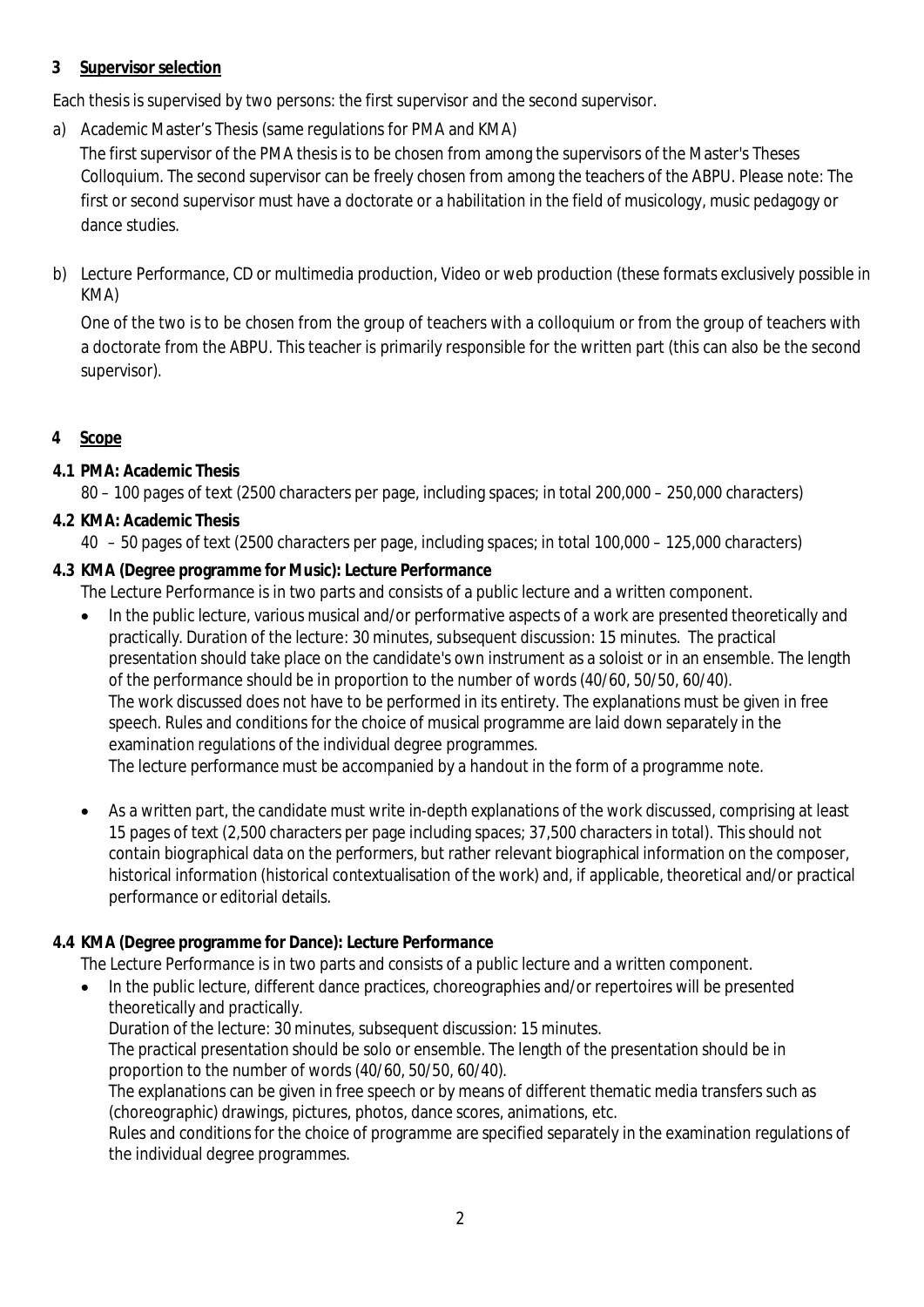## 3 Supervisor selection

Each thesis is supervised by two persons: the first supervisor and the second supervisor.

a) Academic Master's Thesis (same regulations for PMA and KMA)
   The first supervisor of the PMA thesis is to be chosen from among the supervisors of the Master's Theses Colloquium. The second supervisor can be freely chosen from among the teachers of the ABPU. Please note: The first or second supervisor must have a doctorate or a habilitation in the field of musicology, music pedagogy or dance studies.

b) Lecture Performance, CD or multimedia production, Video or web production (these formats exclusively possible in KMA)
   One of the two is to be chosen from the group of teachers with a colloquium or from the group of teachers with a doctorate from the ABPU. This teacher is primarily responsible for the written part (this can also be the second supervisor).

## 4 Scope

### 4.1 PMA: Academic Thesis

80 – 100 pages of text (2500 characters per page, including spaces; in total 200,000 – 250,000 characters)

### 4.2 KMA: Academic Thesis

40 – 50 pages of text (2500 characters per page, including spaces; in total 100,000 – 125,000 characters)

### 4.3 KMA (Degree programme for Music): Lecture Performance

The Lecture Performance is in two parts and consists of a public lecture and a written component.

- In the public lecture, various musical and/or performative aspects of a work are presented theoretically and practically. Duration of the lecture: 30 minutes, subsequent discussion: 15 minutes. The practical presentation should take place on the candidate's own instrument as a soloist or in an ensemble. The length of the performance should be in proportion to the number of words (40/60, 50/50, 60/40).
  The work discussed does not have to be performed in its entirety. The explanations must be given in free speech. Rules and conditions for the choice of musical programme are laid down separately in the examination regulations of the individual degree programmes.
  The lecture performance must be accompanied by a handout in the form of a programme note.

- As a written part, the candidate must write in-depth explanations of the work discussed, comprising at least 15 pages of text (2,500 characters per page including spaces; 37,500 characters in total). This should not contain biographical data on the performers, but rather relevant biographical information on the composer, historical information (historical contextualisation of the work) and, if applicable, theoretical and/or practical performance or editorial details.

### 4.4 KMA (Degree programme for Dance): Lecture Performance

The Lecture Performance is in two parts and consists of a public lecture and a written component.

- In the public lecture, different dance practices, choreographies and/or repertoires will be presented theoretically and practically.
  Duration of the lecture: 30 minutes, subsequent discussion: 15 minutes.
  The practical presentation should be solo or ensemble. The length of the presentation should be in proportion to the number of words (40/60, 50/50, 60/40).
  The explanations can be given in free speech or by means of different thematic media transfers such as (choreographic) drawings, pictures, photos, dance scores, animations, etc.
  Rules and conditions for the choice of programme are specified separately in the examination regulations of the individual degree programmes.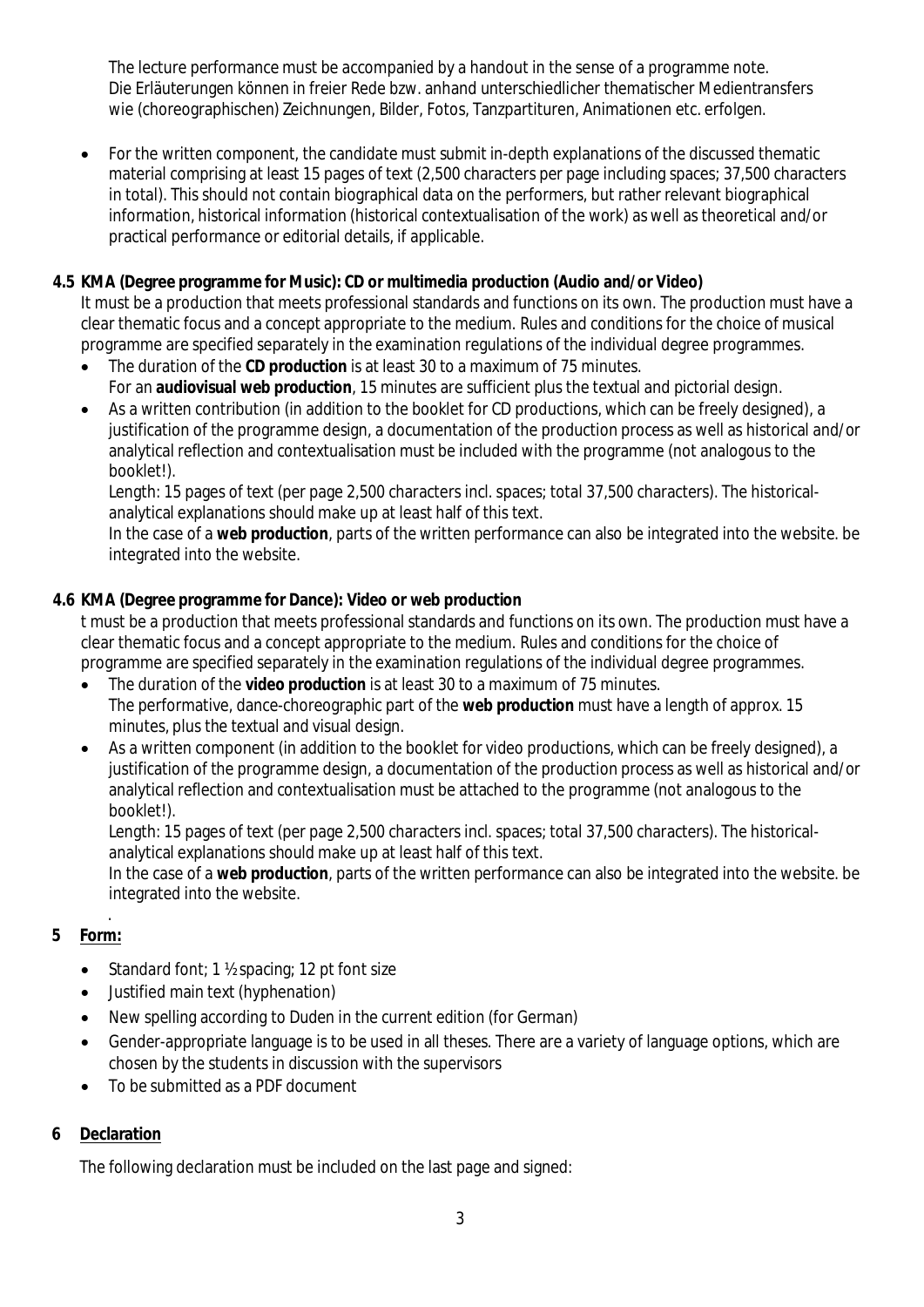The lecture performance must be accompanied by a handout in the sense of a programme note. Die Erläuterungen können in freier Rede bzw. anhand unterschiedlicher thematischer Medientransfers wie (choreographischen) Zeichnungen, Bilder, Fotos, Tanzpartituren, Animationen etc. erfolgen.

- For the written component, the candidate must submit in-depth explanations of the discussed thematic material comprising at least 15 pages of text (2,500 characters per page including spaces; 37,500 characters in total). This should not contain biographical data on the performers, but rather relevant biographical information, historical information (historical contextualisation of the work) as well as theoretical and/or practical performance or editorial details, if applicable.

**4.5 KMA (Degree programme for Music): CD or multimedia production (Audio and/or Video)**

It must be a production that meets professional standards and functions on its own. The production must have a clear thematic focus and a concept appropriate to the medium. Rules and conditions for the choice of musical programme are specified separately in the examination regulations of the individual degree programmes.

- The duration of the **CD production** is at least 30 to a maximum of 75 minutes.
  For an **audiovisual web production**, 15 minutes are sufficient plus the textual and pictorial design.
- As a written contribution (in addition to the booklet for CD productions, which can be freely designed), a justification of the programme design, a documentation of the production process as well as historical and/or analytical reflection and contextualisation must be included with the programme (not analogous to the booklet!).
  Length: 15 pages of text (per page 2,500 characters incl. spaces; total 37,500 characters). The historical-analytical explanations should make up at least half of this text.
  In the case of a **web production**, parts of the written performance can also be integrated into the website. be integrated into the website.

**4.6 KMA (Degree programme for Dance): Video or web production**

t must be a production that meets professional standards and functions on its own. The production must have a clear thematic focus and a concept appropriate to the medium. Rules and conditions for the choice of programme are specified separately in the examination regulations of the individual degree programmes.

- The duration of the **video production** is at least 30 to a maximum of 75 minutes.
  The performative, dance-choreographic part of the **web production** must have a length of approx. 15 minutes, plus the textual and visual design.
- As a written component (in addition to the booklet for video productions, which can be freely designed), a justification of the programme design, a documentation of the production process as well as historical and/or analytical reflection and contextualisation must be attached to the programme (not analogous to the booklet!).
  Length: 15 pages of text (per page 2,500 characters incl. spaces; total 37,500 characters). The historical-analytical explanations should make up at least half of this text.
  In the case of a **web production**, parts of the written performance can also be integrated into the website. be integrated into the website.

.

## 5 Form:

- Standard font; 1 ½ spacing; 12 pt font size
- Justified main text (hyphenation)
- New spelling according to Duden in the current edition (for German)
- Gender-appropriate language is to be used in all theses. There are a variety of language options, which are chosen by the students in discussion with the supervisors
- To be submitted as a PDF document

## 6 Declaration

The following declaration must be included on the last page and signed: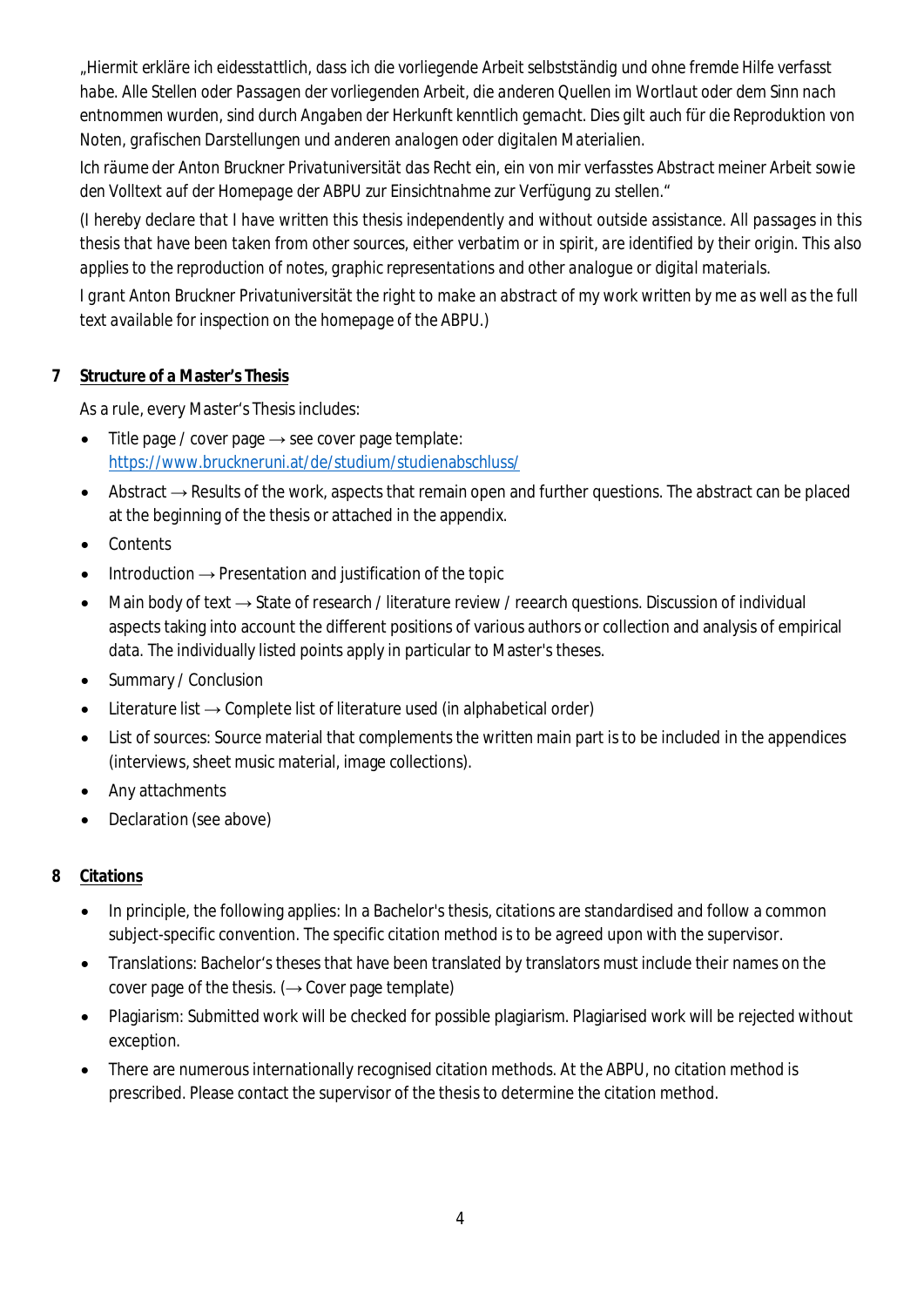*„Hiermit erkläre ich eidesstattlich, dass ich die vorliegende Arbeit selbstständig und ohne fremde Hilfe verfasst habe. Alle Stellen oder Passagen der vorliegenden Arbeit, die anderen Quellen im Wortlaut oder dem Sinn nach entnommen wurden, sind durch Angaben der Herkunft kenntlich gemacht. Dies gilt auch für die Reproduktion von Noten, grafischen Darstellungen und anderen analogen oder digitalen Materialien.*

*Ich räume der Anton Bruckner Privatuniversität das Recht ein, ein von mir verfasstes Abstract meiner Arbeit sowie den Volltext auf der Homepage der ABPU zur Einsichtnahme zur Verfügung zu stellen."*

*(I hereby declare that I have written this thesis independently and without outside assistance. All passages in this thesis that have been taken from other sources, either verbatim or in spirit, are identified by their origin. This also applies to the reproduction of notes, graphic representations and other analogue or digital materials.*

*I grant Anton Bruckner Privatuniversität the right to make an abstract of my work written by me as well as the full text available for inspection on the homepage of the ABPU.)*

## 7 Structure of a Master's Thesis

As a rule, every Master's Thesis includes:

- Title page / cover page → see cover page template: https://www.bruckneruni.at/de/studium/studienabschluss/
- Abstract → Results of the work, aspects that remain open and further questions. The abstract can be placed at the beginning of the thesis or attached in the appendix.
- Contents
- Introduction → Presentation and justification of the topic
- Main body of text → State of research / literature review / reearch questions. Discussion of individual aspects taking into account the different positions of various authors or collection and analysis of empirical data. The individually listed points apply in particular to Master's theses.
- Summary / Conclusion
- Literature list → Complete list of literature used (in alphabetical order)
- List of sources: Source material that complements the written main part is to be included in the appendices (interviews, sheet music material, image collections).
- Any attachments
- Declaration (see above)

## 8 Citations

- In principle, the following applies: In a Bachelor's thesis, citations are standardised and follow a common subject-specific convention. The specific citation method is to be agreed upon with the supervisor.
- Translations: Bachelor's theses that have been translated by translators must include their names on the cover page of the thesis. (→ Cover page template)
- Plagiarism: Submitted work will be checked for possible plagiarism. Plagiarised work will be rejected without exception.
- There are numerous internationally recognised citation methods. At the ABPU, no citation method is prescribed. Please contact the supervisor of the thesis to determine the citation method.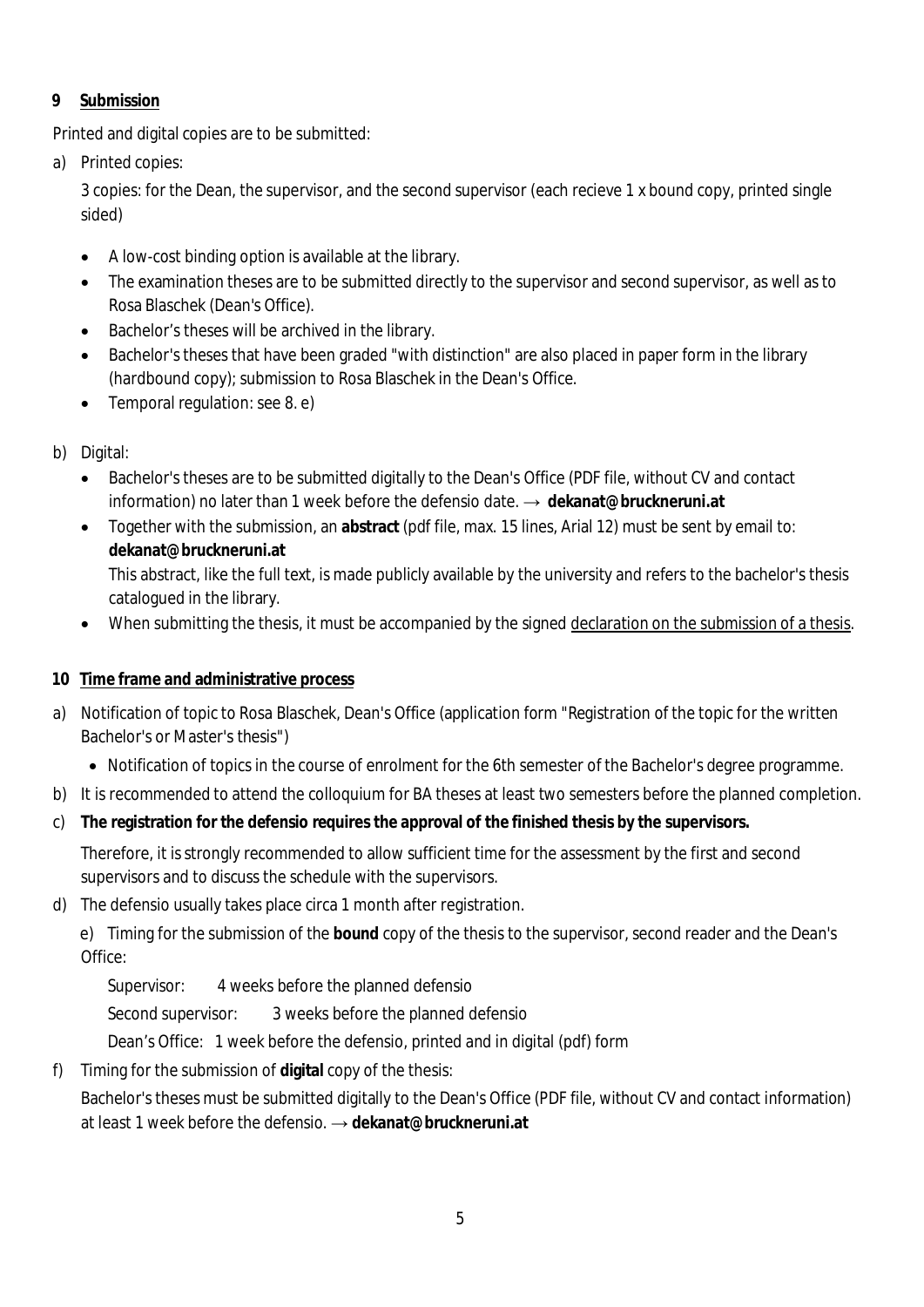## 9 Submission

Printed and digital copies are to be submitted:

a) Printed copies:

   3 copies: for the Dean, the supervisor, and the second supervisor (each recieve 1 x bound copy, printed single sided)

   - A low-cost binding option is available at the library.
   - The examination theses are to be submitted directly to the supervisor and second supervisor, as well as to Rosa Blaschek (Dean's Office).
   - Bachelor's theses will be archived in the library.
   - Bachelor's theses that have been graded "with distinction" are also placed in paper form in the library (hardbound copy); submission to Rosa Blaschek in the Dean's Office.
   - Temporal regulation: see 8. e)

b) Digital:

   - Bachelor's theses are to be submitted digitally to the Dean's Office (PDF file, without CV and contact information) no later than 1 week before the defensio date. → **dekanat@bruckneruni.at**
   - Together with the submission, an **abstract** (pdf file, max. 15 lines, Arial 12) must be sent by email to: **dekanat@bruckneruni.at**
     This abstract, like the full text, is made publicly available by the university and refers to the bachelor's thesis catalogued in the library.
   - When submitting the thesis, it must be accompanied by the signed declaration on the submission of a thesis.

## 10 Time frame and administrative process

a) Notification of topic to Rosa Blaschek, Dean's Office (application form "Registration of the topic for the written Bachelor's or Master's thesis")

   - Notification of topics in the course of enrolment for the 6th semester of the Bachelor's degree programme.

b) It is recommended to attend the colloquium for BA theses at least two semesters before the planned completion.

c) **The registration for the defensio requires the approval of the finished thesis by the supervisors.**

   Therefore, it is strongly recommended to allow sufficient time for the assessment by the first and second supervisors and to discuss the schedule with the supervisors.

d) The defensio usually takes place circa 1 month after registration.

e) Timing for the submission of the **bound** copy of the thesis to the supervisor, second reader and the Dean's Office:

   Supervisor: 4 weeks before the planned defensio

   Second supervisor: 3 weeks before the planned defensio

   Dean's Office: 1 week before the defensio, printed and in digital (pdf) form

f) Timing for the submission of **digital** copy of the thesis:

   Bachelor's theses must be submitted digitally to the Dean's Office (PDF file, without CV and contact information) at least 1 week before the defensio. → **dekanat@bruckneruni.at**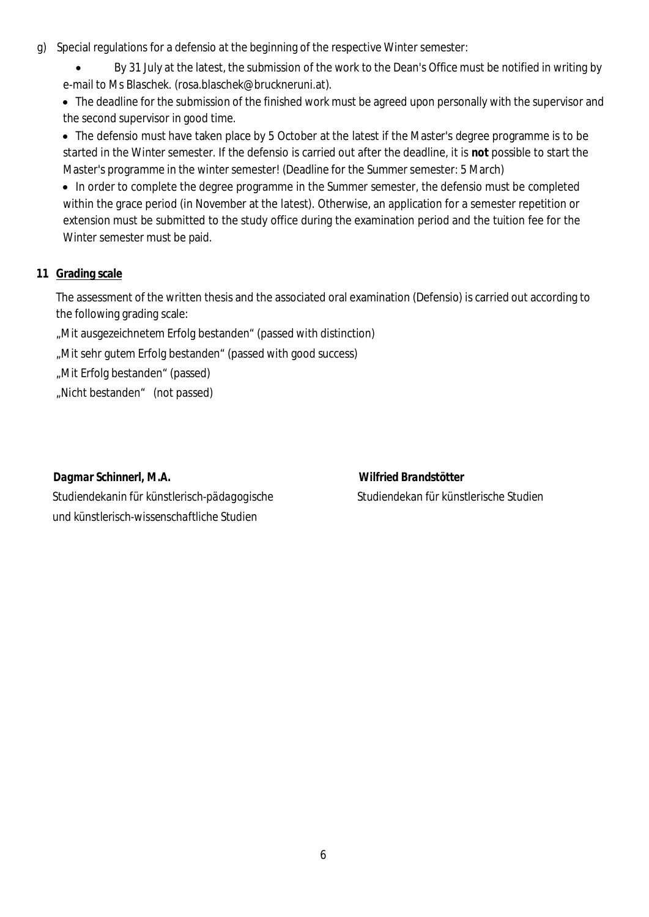g) Special regulations for a defensio at the beginning of the respective Winter semester:

- By 31 July at the latest, the submission of the work to the Dean's Office must be notified in writing by e-mail to Ms Blaschek. (rosa.blaschek@bruckneruni.at).
- The deadline for the submission of the finished work must be agreed upon personally with the supervisor and the second supervisor in good time.
- The defensio must have taken place by 5 October at the latest if the Master's degree programme is to be started in the Winter semester. If the defensio is carried out after the deadline, it is **not** possible to start the Master's programme in the winter semester! (Deadline for the Summer semester: 5 March)
- In order to complete the degree programme in the Summer semester, the defensio must be completed within the grace period (in November at the latest). Otherwise, an application for a semester repetition or extension must be submitted to the study office during the examination period and the tuition fee for the Winter semester must be paid.

## 11 Grading scale

The assessment of the written thesis and the associated oral examination (Defensio) is carried out according to the following grading scale:

„Mit ausgezeichnetem Erfolg bestanden" (passed with distinction)

„Mit sehr gutem Erfolg bestanden" (passed with good success)

„Mit Erfolg bestanden" (passed)

„Nicht bestanden" (not passed)

**Dagmar Schinnerl, M.A.**
Studiendekanin für künstlerisch-pädagogische und künstlerisch-wissenschaftliche Studien

**Wilfried Brandstötter**
Studiendekan für künstlerische Studien